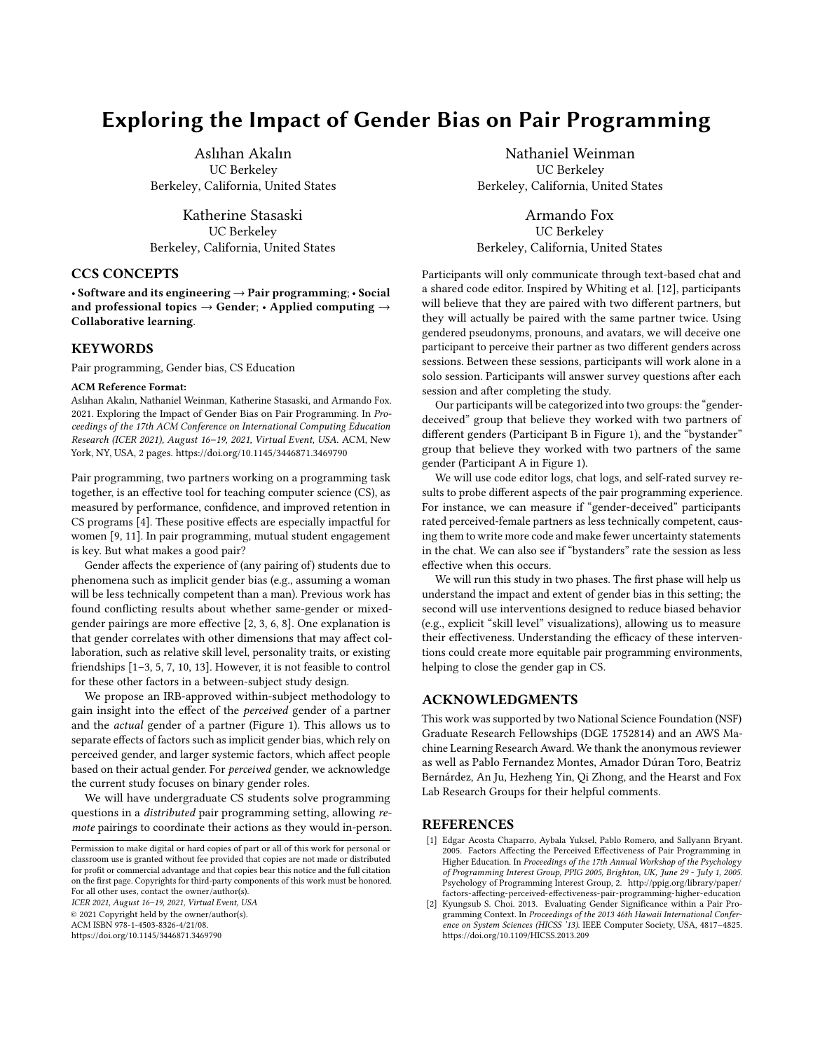# Exploring the Impact of Gender Bias on Pair Programming

Aslıhan Akalın
UC Berkeley
Berkeley, California, United States

Nathaniel Weinman
UC Berkeley
Berkeley, California, United States

Katherine Stasaski
UC Berkeley
Berkeley, California, United States

Armando Fox
UC Berkeley
Berkeley, California, United States

## CCS CONCEPTS

**• Software and its engineering → Pair programming; • Social and professional topics → Gender; • Applied computing → Collaborative learning.**

## KEYWORDS

Pair programming, Gender bias, CS Education

**ACM Reference Format:**
Aslıhan Akalın, Nathaniel Weinman, Katherine Stasaski, and Armando Fox. 2021. Exploring the Impact of Gender Bias on Pair Programming. In *Proceedings of the 17th ACM Conference on International Computing Education Research (ICER 2021), August 16–19, 2021, Virtual Event, USA.* ACM, New York, NY, USA, 2 pages. https://doi.org/10.1145/3446871.3469790

Pair programming, two partners working on a programming task together, is an effective tool for teaching computer science (CS), as measured by performance, confidence, and improved retention in CS programs [4]. These positive effects are especially impactful for women [9, 11]. In pair programming, mutual student engagement is key. But what makes a good pair?

Gender affects the experience of (any pairing of) students due to phenomena such as implicit gender bias (e.g., assuming a woman will be less technically competent than a man). Previous work has found conflicting results about whether same-gender or mixed-gender pairings are more effective [2, 3, 6, 8]. One explanation is that gender correlates with other dimensions that may affect collaboration, such as relative skill level, personality traits, or existing friendships [1–3, 5, 7, 10, 13]. However, it is not feasible to control for these other factors in a between-subject study design.

We propose an IRB-approved within-subject methodology to gain insight into the effect of the *perceived* gender of a partner and the *actual* gender of a partner (Figure 1). This allows us to separate effects of factors such as implicit gender bias, which rely on perceived gender, and larger systemic factors, which affect people based on their actual gender. For *perceived* gender, we acknowledge the current study focuses on binary gender roles.

We will have undergraduate CS students solve programming questions in a *distributed* pair programming setting, allowing *remote* pairings to coordinate their actions as they would in-person. Participants will only communicate through text-based chat and a shared code editor. Inspired by Whiting et al. [12], participants will believe that they are paired with two different partners, but they will actually be paired with the same partner twice. Using gendered pseudonyms, pronouns, and avatars, we will deceive one participant to perceive their partner as two different genders across sessions. Between these sessions, participants will work alone in a solo session. Participants will answer survey questions after each session and after completing the study.

Our participants will be categorized into two groups: the "gender-deceived" group that believe they worked with two partners of different genders (Participant B in Figure 1), and the "bystander" group that believe they worked with two partners of the same gender (Participant A in Figure 1).

We will use code editor logs, chat logs, and self-rated survey results to probe different aspects of the pair programming experience. For instance, we can measure if "gender-deceived" participants rated perceived-female partners as less technically competent, causing them to write more code and make fewer uncertainty statements in the chat. We can also see if "bystanders" rate the session as less effective when this occurs.

We will run this study in two phases. The first phase will help us understand the impact and extent of gender bias in this setting; the second will use interventions designed to reduce biased behavior (e.g., explicit "skill level" visualizations), allowing us to measure their effectiveness. Understanding the efficacy of these interventions could create more equitable pair programming environments, helping to close the gender gap in CS.

## ACKNOWLEDGMENTS

This work was supported by two National Science Foundation (NSF) Graduate Research Fellowships (DGE 1752814) and an AWS Machine Learning Research Award. We thank the anonymous reviewer as well as Pablo Fernandez Montes, Amador Dúran Toro, Beatriz Bernárdez, An Ju, Hezheng Yin, Qi Zhong, and the Hearst and Fox Lab Research Groups for their helpful comments.

## REFERENCES

[1] Edgar Acosta Chaparro, Aybala Yuksel, Pablo Romero, and Sallyann Bryant. 2005. Factors Affecting the Perceived Effectiveness of Pair Programming in Higher Education. In *Proceedings of the 17th Annual Workshop of the Psychology of Programming Interest Group, PPIG 2005, Brighton, UK, June 29 - July 1, 2005.* Psychology of Programming Interest Group, 2. http://ppig.org/library/paper/factors-affecting-perceived-effectiveness-pair-programming-higher-education

[2] Kyungsub S. Choi. 2013. Evaluating Gender Significance within a Pair Programming Context. In *Proceedings of the 2013 46th Hawaii International Conference on System Sciences (HICSS '13).* IEEE Computer Society, USA, 4817–4825. https://doi.org/10.1109/HICSS.2013.209

Permission to make digital or hard copies of part or all of this work for personal or classroom use is granted without fee provided that copies are not made or distributed for profit or commercial advantage and that copies bear this notice and the full citation on the first page. Copyrights for third-party components of this work must be honored. For all other uses, contact the owner/author(s).
*ICER 2021, August 16–19, 2021, Virtual Event, USA*
© 2021 Copyright held by the owner/author(s).
ACM ISBN 978-1-4503-8326-4/21/08.
https://doi.org/10.1145/3446871.3469790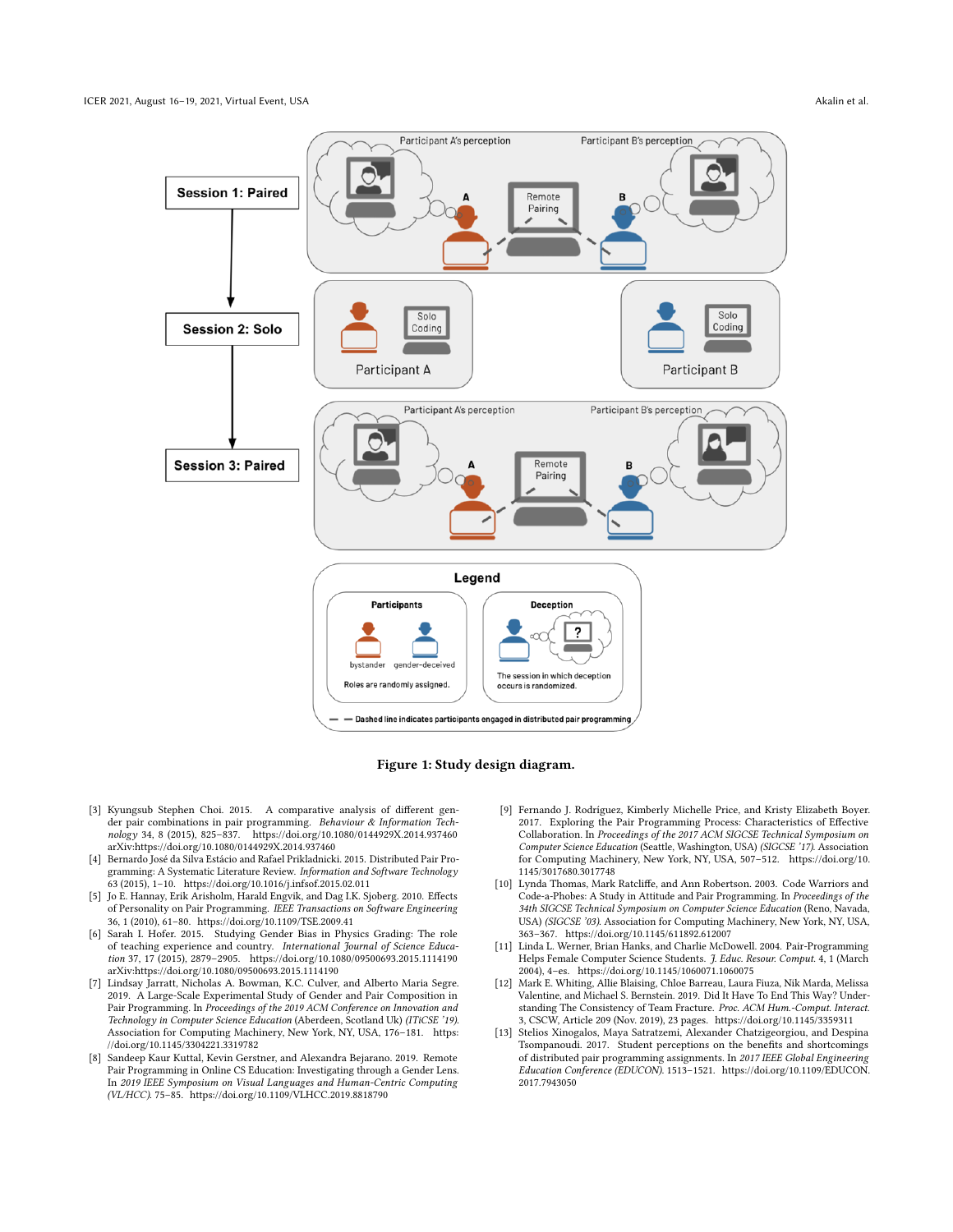Figure 1: Study design diagram.

[3] Kyungsub Stephen Choi. 2015. A comparative analysis of different gender pair combinations in pair programming. *Behaviour & Information Technology* 34, 8 (2015), 825–837. https://doi.org/10.1080/0144929X.2014.937460 arXiv:https://doi.org/10.1080/0144929X.2014.937460

[4] Bernardo José da Silva Estácio and Rafael Prikladnicki. 2015. Distributed Pair Programming: A Systematic Literature Review. *Information and Software Technology* 63 (2015), 1–10. https://doi.org/10.1016/j.infsof.2015.02.011

[5] Jo E. Hannay, Erik Arisholm, Harald Engvik, and Dag I.K. Sjoberg. 2010. Effects of Personality on Pair Programming. *IEEE Transactions on Software Engineering* 36, 1 (2010), 61–80. https://doi.org/10.1109/TSE.2009.41

[6] Sarah I. Hofer. 2015. Studying Gender Bias in Physics Grading: The role of teaching experience and country. *International Journal of Science Education* 37, 17 (2015), 2879–2905. https://doi.org/10.1080/09500693.2015.1114190 arXiv:https://doi.org/10.1080/09500693.2015.1114190

[7] Lindsay Jarratt, Nicholas A. Bowman, K.C. Culver, and Alberto Maria Segre. 2019. A Large-Scale Experimental Study of Gender and Pair Composition in Pair Programming. In *Proceedings of the 2019 ACM Conference on Innovation and Technology in Computer Science Education* (Aberdeen, Scotland Uk) *(ITiCSE '19)*. Association for Computing Machinery, New York, NY, USA, 176–181. https://doi.org/10.1145/3304221.3319782

[8] Sandeep Kaur Kuttal, Kevin Gerstner, and Alexandra Bejarano. 2019. Remote Pair Programming in Online CS Education: Investigating through a Gender Lens. In *2019 IEEE Symposium on Visual Languages and Human-Centric Computing (VL/HCC)*. 75–85. https://doi.org/10.1109/VLHCC.2019.8818790

[9] Fernando J. Rodríguez, Kimberly Michelle Price, and Kristy Elizabeth Boyer. 2017. Exploring the Pair Programming Process: Characteristics of Effective Collaboration. In *Proceedings of the 2017 ACM SIGCSE Technical Symposium on Computer Science Education* (Seattle, Washington, USA) *(SIGCSE '17)*. Association for Computing Machinery, New York, NY, USA, 507–512. https://doi.org/10.1145/3017680.3017748

[10] Lynda Thomas, Mark Ratcliffe, and Ann Robertson. 2003. Code Warriors and Code-a-Phobes: A Study in Attitude and Pair Programming. In *Proceedings of the 34th SIGCSE Technical Symposium on Computer Science Education* (Reno, Navada, USA) *(SIGCSE '03)*. Association for Computing Machinery, New York, NY, USA, 363–367. https://doi.org/10.1145/611892.612007

[11] Linda L. Werner, Brian Hanks, and Charlie McDowell. 2004. Pair-Programming Helps Female Computer Science Students. *J. Educ. Resour. Comput.* 4, 1 (March 2004), 4–es. https://doi.org/10.1145/1060071.1060075

[12] Mark E. Whiting, Allie Blaising, Chloe Barreau, Laura Fiuza, Nik Marda, Melissa Valentine, and Michael S. Bernstein. 2019. Did It Have To End This Way? Understanding The Consistency of Team Fracture. *Proc. ACM Hum.-Comput. Interact.* 3, CSCW, Article 209 (Nov. 2019), 23 pages. https://doi.org/10.1145/3359311

[13] Stelios Xinogalos, Maya Satratzemi, Alexander Chatzigeorgiou, and Despina Tsompanoudi. 2017. Student perceptions on the benefits and shortcomings of distributed pair programming assignments. In *2017 IEEE Global Engineering Education Conference (EDUCON)*. 1513–1521. https://doi.org/10.1109/EDUCON.2017.7943050